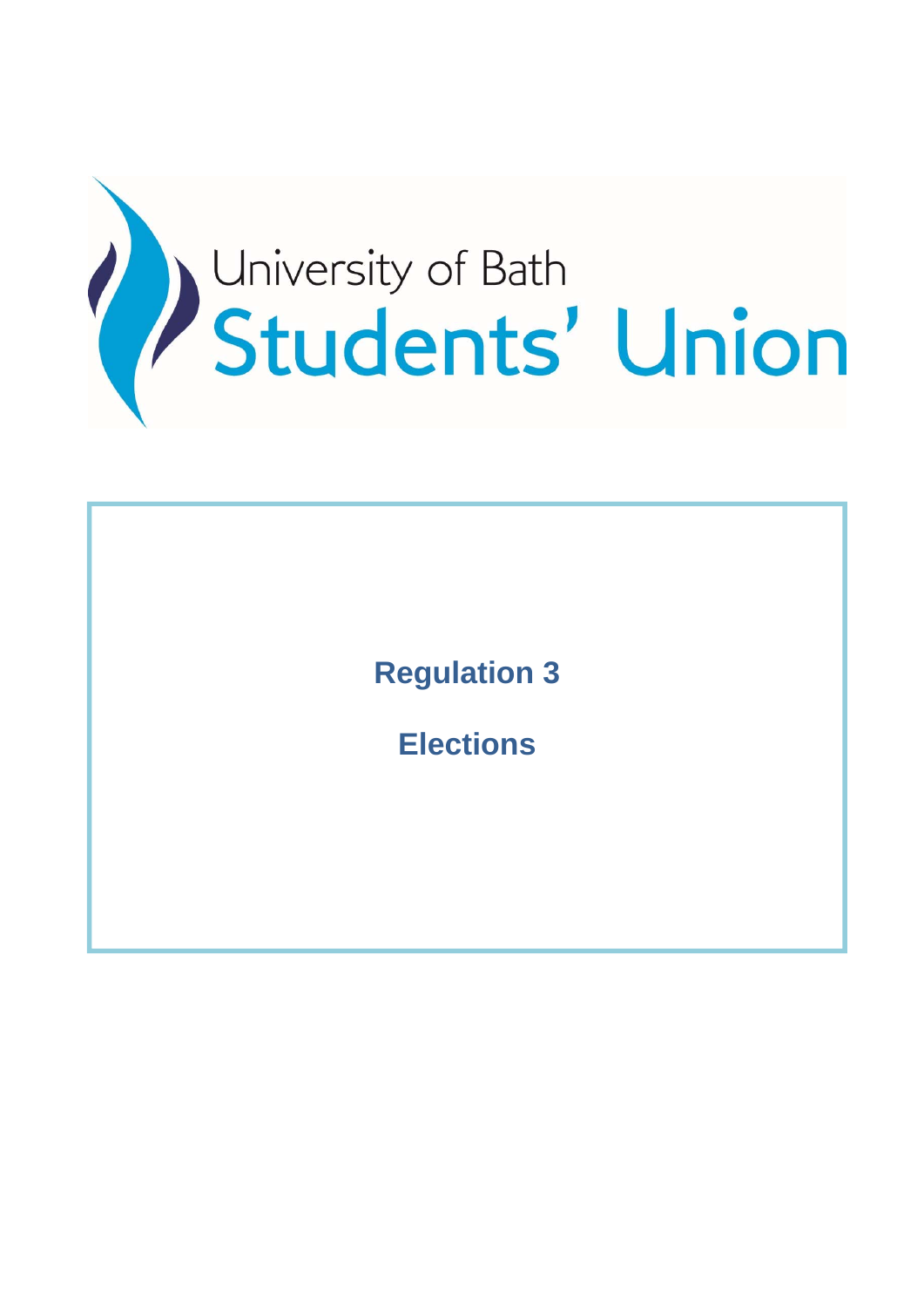University of Bath

Students' Union

# Regulation 3

# Elections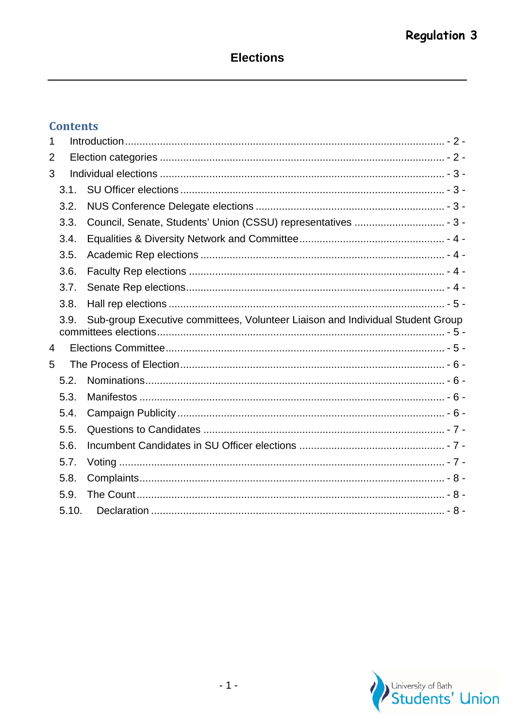# Regulation 3

## Elections

---

### Contents

1 Introduction ... - 2 -
2 Election categories ... - 2 -
3 Individual elections ... - 3 -
  3.1. SU Officer elections ... - 3 -
  3.2. NUS Conference Delegate elections ... - 3 -
  3.3. Council, Senate, Students' Union (CSSU) representatives ... - 3 -
  3.4. Equalities & Diversity Network and Committee ... - 4 -
  3.5. Academic Rep elections ... - 4 -
  3.6. Faculty Rep elections ... - 4 -
  3.7. Senate Rep elections ... - 4 -
  3.8. Hall rep elections ... - 5 -
  3.9. Sub-group Executive committees, Volunteer Liaison and Individual Student Group committees elections ... - 5 -
4 Elections Committee ... - 5 -
5 The Process of Election ... - 6 -
  5.2. Nominations ... - 6 -
  5.3. Manifestos ... - 6 -
  5.4. Campaign Publicity ... - 6 -
  5.5. Questions to Candidates ... - 7 -
  5.6. Incumbent Candidates in SU Officer elections ... - 7 -
  5.7. Voting ... - 7 -
  5.8. Complaints ... - 8 -
  5.9. The Count ... - 8 -
  5.10. Declaration ... - 8 -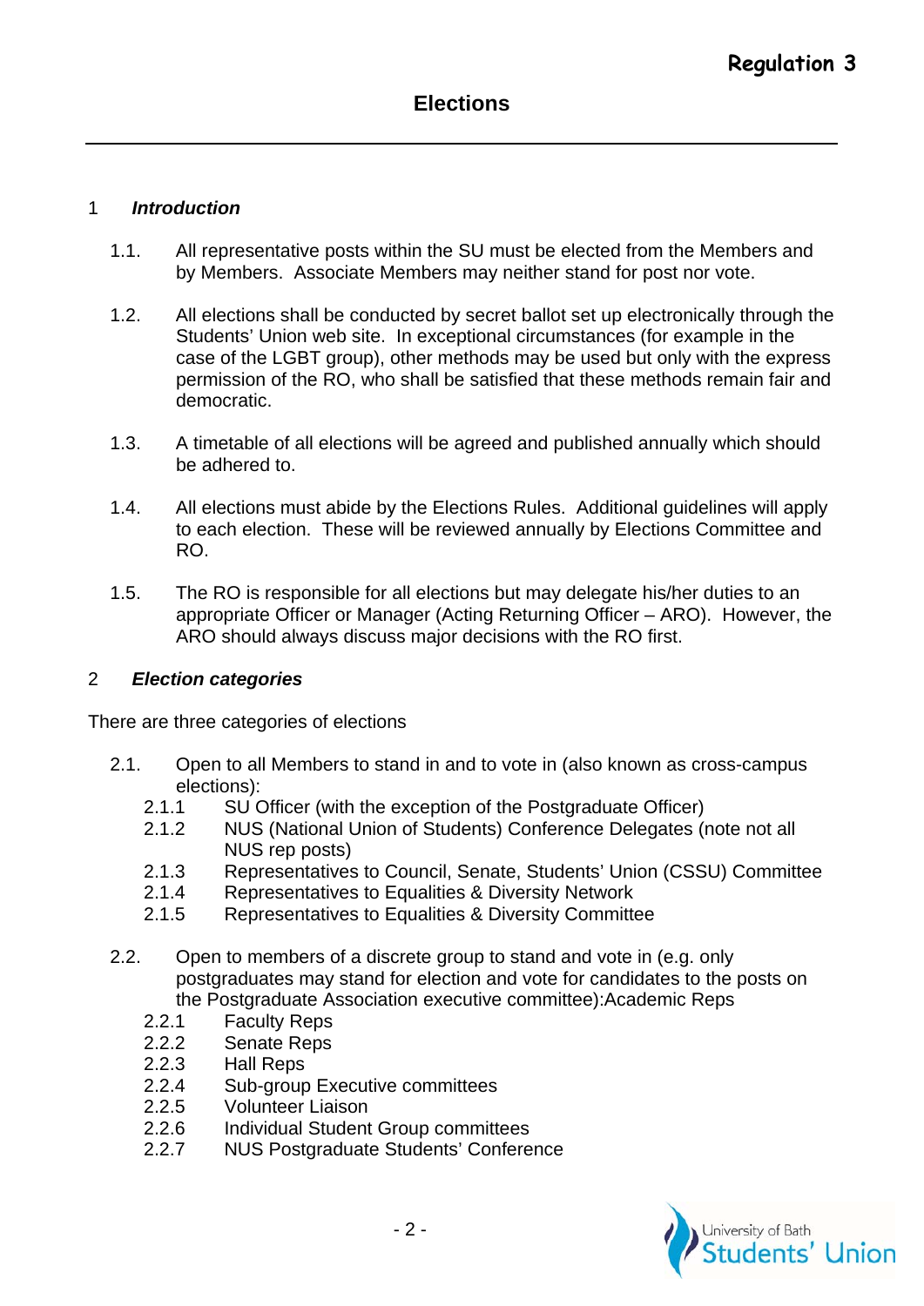**Regulation 3**

# Elections

---

## 1 *Introduction*

1.1. All representative posts within the SU must be elected from the Members and by Members. Associate Members may neither stand for post nor vote.

1.2. All elections shall be conducted by secret ballot set up electronically through the Students' Union web site. In exceptional circumstances (for example in the case of the LGBT group), other methods may be used but only with the express permission of the RO, who shall be satisfied that these methods remain fair and democratic.

1.3. A timetable of all elections will be agreed and published annually which should be adhered to.

1.4. All elections must abide by the Elections Rules. Additional guidelines will apply to each election. These will be reviewed annually by Elections Committee and RO.

1.5. The RO is responsible for all elections but may delegate his/her duties to an appropriate Officer or Manager (Acting Returning Officer – ARO). However, the ARO should always discuss major decisions with the RO first.

## 2 *Election categories*

There are three categories of elections

2.1. Open to all Members to stand in and to vote in (also known as cross-campus elections):
- 2.1.1 SU Officer (with the exception of the Postgraduate Officer)
- 2.1.2 NUS (National Union of Students) Conference Delegates (note not all NUS rep posts)
- 2.1.3 Representatives to Council, Senate, Students' Union (CSSU) Committee
- 2.1.4 Representatives to Equalities & Diversity Network
- 2.1.5 Representatives to Equalities & Diversity Committee

2.2. Open to members of a discrete group to stand and vote in (e.g. only postgraduates may stand for election and vote for candidates to the posts on the Postgraduate Association executive committee):Academic Reps
- 2.2.1 Faculty Reps
- 2.2.2 Senate Reps
- 2.2.3 Hall Reps
- 2.2.4 Sub-group Executive committees
- 2.2.5 Volunteer Liaison
- 2.2.6 Individual Student Group committees
- 2.2.7 NUS Postgraduate Students' Conference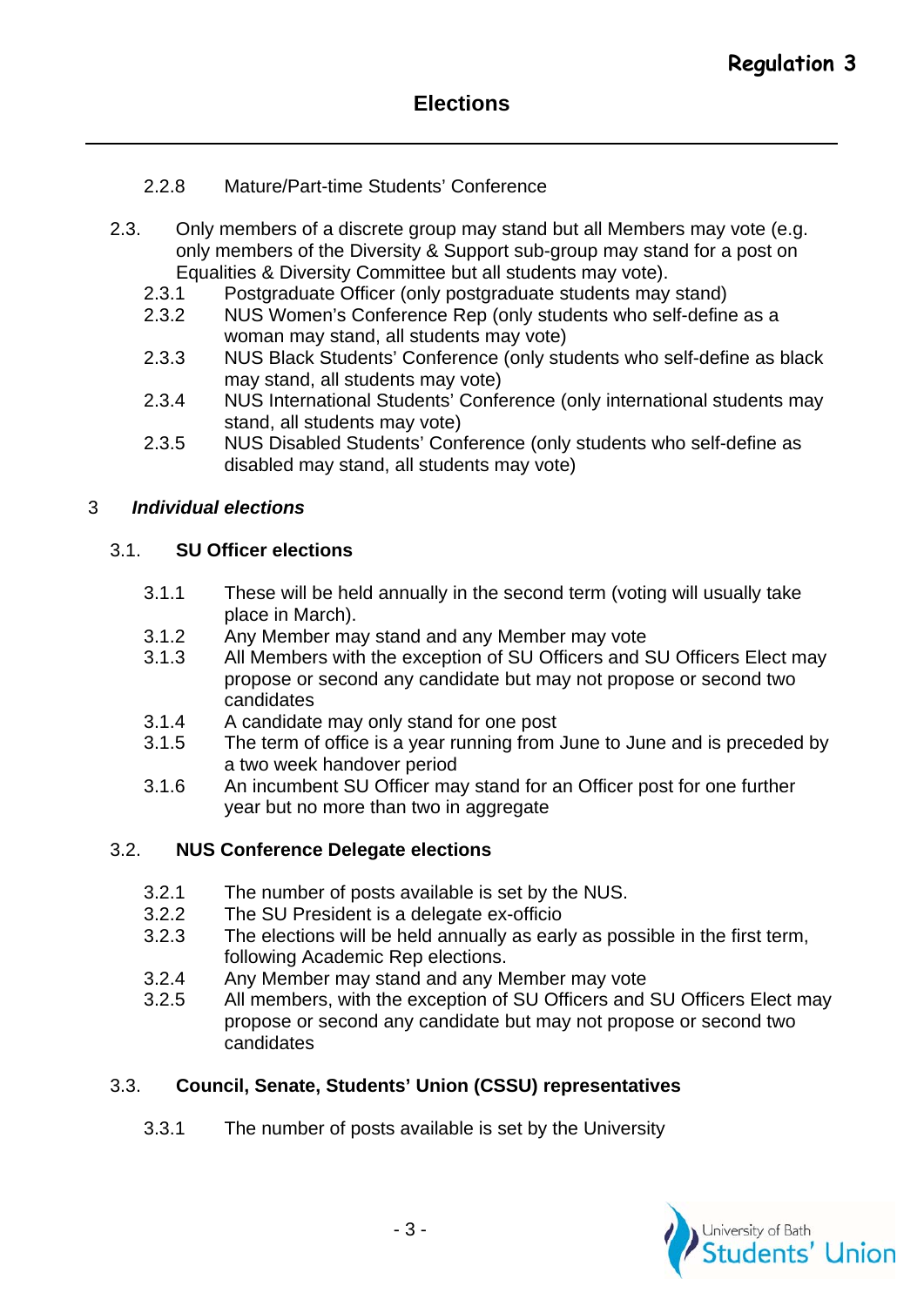2.2.8 Mature/Part-time Students' Conference

2.3. Only members of a discrete group may stand but all Members may vote (e.g. only members of the Diversity & Support sub-group may stand for a post on Equalities & Diversity Committee but all students may vote).

2.3.1 Postgraduate Officer (only postgraduate students may stand)

2.3.2 NUS Women's Conference Rep (only students who self-define as a woman may stand, all students may vote)

2.3.3 NUS Black Students' Conference (only students who self-define as black may stand, all students may vote)

2.3.4 NUS International Students' Conference (only international students may stand, all students may vote)

2.3.5 NUS Disabled Students' Conference (only students who self-define as disabled may stand, all students may vote)

## 3 *Individual elections*

### 3.1. SU Officer elections

3.1.1 These will be held annually in the second term (voting will usually take place in March).

3.1.2 Any Member may stand and any Member may vote

3.1.3 All Members with the exception of SU Officers and SU Officers Elect may propose or second any candidate but may not propose or second two candidates

3.1.4 A candidate may only stand for one post

3.1.5 The term of office is a year running from June to June and is preceded by a two week handover period

3.1.6 An incumbent SU Officer may stand for an Officer post for one further year but no more than two in aggregate

### 3.2. NUS Conference Delegate elections

3.2.1 The number of posts available is set by the NUS.

3.2.2 The SU President is a delegate ex-officio

3.2.3 The elections will be held annually as early as possible in the first term, following Academic Rep elections.

3.2.4 Any Member may stand and any Member may vote

3.2.5 All members, with the exception of SU Officers and SU Officers Elect may propose or second any candidate but may not propose or second two candidates

### 3.3. Council, Senate, Students' Union (CSSU) representatives

3.3.1 The number of posts available is set by the University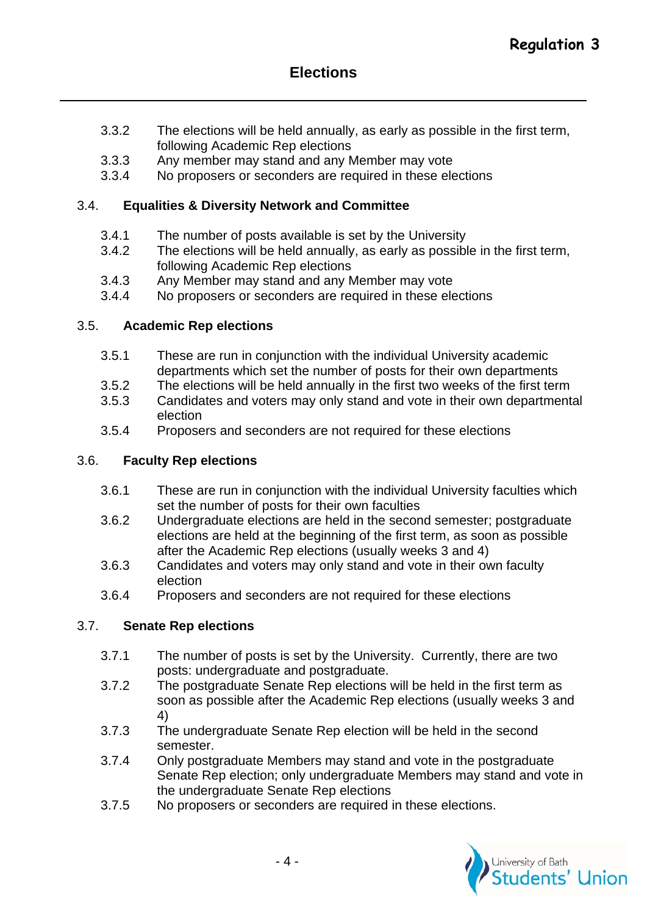3.3.2 The elections will be held annually, as early as possible in the first term, following Academic Rep elections
3.3.3 Any member may stand and any Member may vote
3.3.4 No proposers or seconders are required in these elections

### 3.4. Equalities & Diversity Network and Committee

3.4.1 The number of posts available is set by the University
3.4.2 The elections will be held annually, as early as possible in the first term, following Academic Rep elections
3.4.3 Any Member may stand and any Member may vote
3.4.4 No proposers or seconders are required in these elections

### 3.5. Academic Rep elections

3.5.1 These are run in conjunction with the individual University academic departments which set the number of posts for their own departments
3.5.2 The elections will be held annually in the first two weeks of the first term
3.5.3 Candidates and voters may only stand and vote in their own departmental election
3.5.4 Proposers and seconders are not required for these elections

### 3.6. Faculty Rep elections

3.6.1 These are run in conjunction with the individual University faculties which set the number of posts for their own faculties
3.6.2 Undergraduate elections are held in the second semester; postgraduate elections are held at the beginning of the first term, as soon as possible after the Academic Rep elections (usually weeks 3 and 4)
3.6.3 Candidates and voters may only stand and vote in their own faculty election
3.6.4 Proposers and seconders are not required for these elections

### 3.7. Senate Rep elections

3.7.1 The number of posts is set by the University. Currently, there are two posts: undergraduate and postgraduate.
3.7.2 The postgraduate Senate Rep elections will be held in the first term as soon as possible after the Academic Rep elections (usually weeks 3 and 4)
3.7.3 The undergraduate Senate Rep election will be held in the second semester.
3.7.4 Only postgraduate Members may stand and vote in the postgraduate Senate Rep election; only undergraduate Members may stand and vote in the undergraduate Senate Rep elections
3.7.5 No proposers or seconders are required in these elections.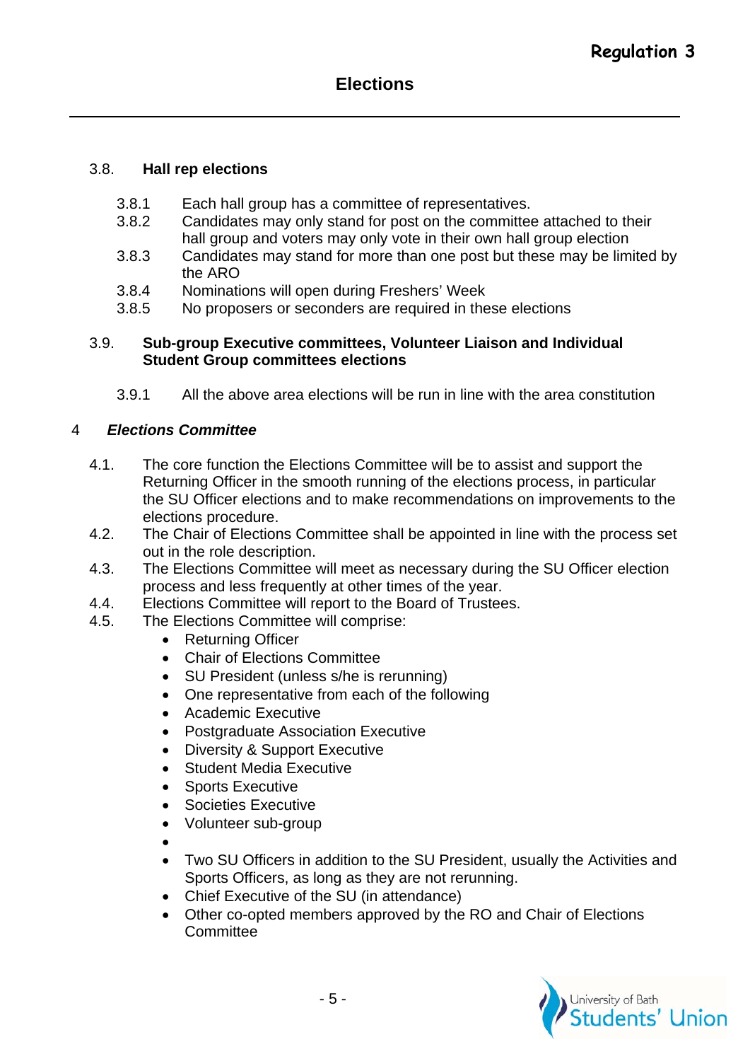### 3.8. Hall rep elections

3.8.1 Each hall group has a committee of representatives.
3.8.2 Candidates may only stand for post on the committee attached to their hall group and voters may only vote in their own hall group election
3.8.3 Candidates may stand for more than one post but these may be limited by the ARO
3.8.4 Nominations will open during Freshers' Week
3.8.5 No proposers or seconders are required in these elections

### 3.9. Sub-group Executive committees, Volunteer Liaison and Individual Student Group committees elections

3.9.1 All the above area elections will be run in line with the area constitution

## 4 *Elections Committee*

4.1. The core function the Elections Committee will be to assist and support the Returning Officer in the smooth running of the elections process, in particular the SU Officer elections and to make recommendations on improvements to the elections procedure.
4.2. The Chair of Elections Committee shall be appointed in line with the process set out in the role description.
4.3. The Elections Committee will meet as necessary during the SU Officer election process and less frequently at other times of the year.
4.4. Elections Committee will report to the Board of Trustees.
4.5. The Elections Committee will comprise:

- Returning Officer
- Chair of Elections Committee
- SU President (unless s/he is rerunning)
- One representative from each of the following
- Academic Executive
- Postgraduate Association Executive
- Diversity & Support Executive
- Student Media Executive
- Sports Executive
- Societies Executive
- Volunteer sub-group
- 
- Two SU Officers in addition to the SU President, usually the Activities and Sports Officers, as long as they are not rerunning.
- Chief Executive of the SU (in attendance)
- Other co-opted members approved by the RO and Chair of Elections Committee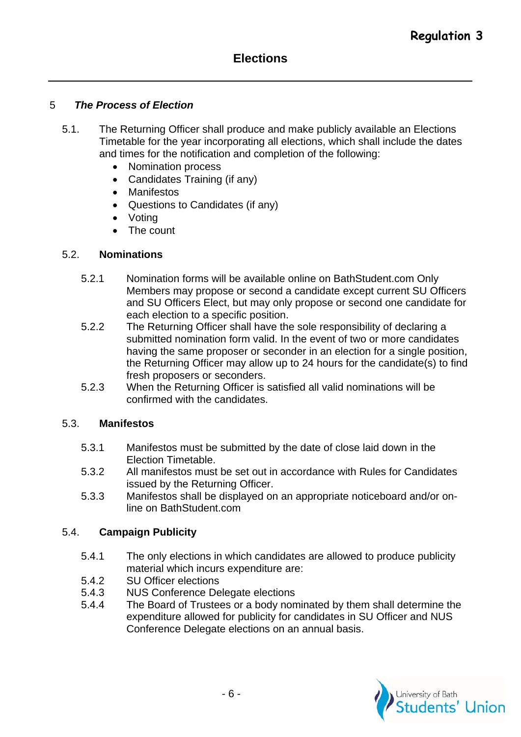# Regulation 3

## Elections

### 5 *The Process of Election*

5.1. The Returning Officer shall produce and make publicly available an Elections Timetable for the year incorporating all elections, which shall include the dates and times for the notification and completion of the following:

- Nomination process
- Candidates Training (if any)
- Manifestos
- Questions to Candidates (if any)
- Voting
- The count

5.2. **Nominations**

5.2.1 Nomination forms will be available online on BathStudent.com Only Members may propose or second a candidate except current SU Officers and SU Officers Elect, but may only propose or second one candidate for each election to a specific position.

5.2.2 The Returning Officer shall have the sole responsibility of declaring a submitted nomination form valid. In the event of two or more candidates having the same proposer or seconder in an election for a single position, the Returning Officer may allow up to 24 hours for the candidate(s) to find fresh proposers or seconders.

5.2.3 When the Returning Officer is satisfied all valid nominations will be confirmed with the candidates.

5.3. **Manifestos**

5.3.1 Manifestos must be submitted by the date of close laid down in the Election Timetable.

5.3.2 All manifestos must be set out in accordance with Rules for Candidates issued by the Returning Officer.

5.3.3 Manifestos shall be displayed on an appropriate noticeboard and/or on-line on BathStudent.com

5.4. **Campaign Publicity**

5.4.1 The only elections in which candidates are allowed to produce publicity material which incurs expenditure are:

5.4.2 SU Officer elections

5.4.3 NUS Conference Delegate elections

5.4.4 The Board of Trustees or a body nominated by them shall determine the expenditure allowed for publicity for candidates in SU Officer and NUS Conference Delegate elections on an annual basis.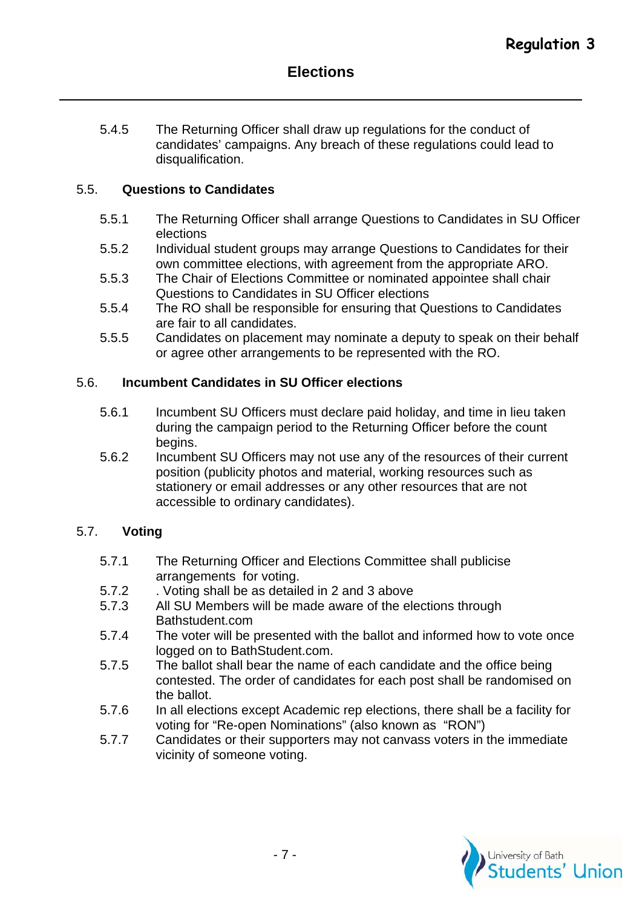5.4.5 The Returning Officer shall draw up regulations for the conduct of candidates' campaigns. Any breach of these regulations could lead to disqualification.

### 5.5. Questions to Candidates

5.5.1 The Returning Officer shall arrange Questions to Candidates in SU Officer elections

5.5.2 Individual student groups may arrange Questions to Candidates for their own committee elections, with agreement from the appropriate ARO.

5.5.3 The Chair of Elections Committee or nominated appointee shall chair Questions to Candidates in SU Officer elections

5.5.4 The RO shall be responsible for ensuring that Questions to Candidates are fair to all candidates.

5.5.5 Candidates on placement may nominate a deputy to speak on their behalf or agree other arrangements to be represented with the RO.

### 5.6. Incumbent Candidates in SU Officer elections

5.6.1 Incumbent SU Officers must declare paid holiday, and time in lieu taken during the campaign period to the Returning Officer before the count begins.

5.6.2 Incumbent SU Officers may not use any of the resources of their current position (publicity photos and material, working resources such as stationery or email addresses or any other resources that are not accessible to ordinary candidates).

### 5.7. Voting

5.7.1 The Returning Officer and Elections Committee shall publicise arrangements for voting.

5.7.2 . Voting shall be as detailed in 2 and 3 above

5.7.3 All SU Members will be made aware of the elections through Bathstudent.com

5.7.4 The voter will be presented with the ballot and informed how to vote once logged on to BathStudent.com.

5.7.5 The ballot shall bear the name of each candidate and the office being contested. The order of candidates for each post shall be randomised on the ballot.

5.7.6 In all elections except Academic rep elections, there shall be a facility for voting for "Re-open Nominations" (also known as "RON")

5.7.7 Candidates or their supporters may not canvass voters in the immediate vicinity of someone voting.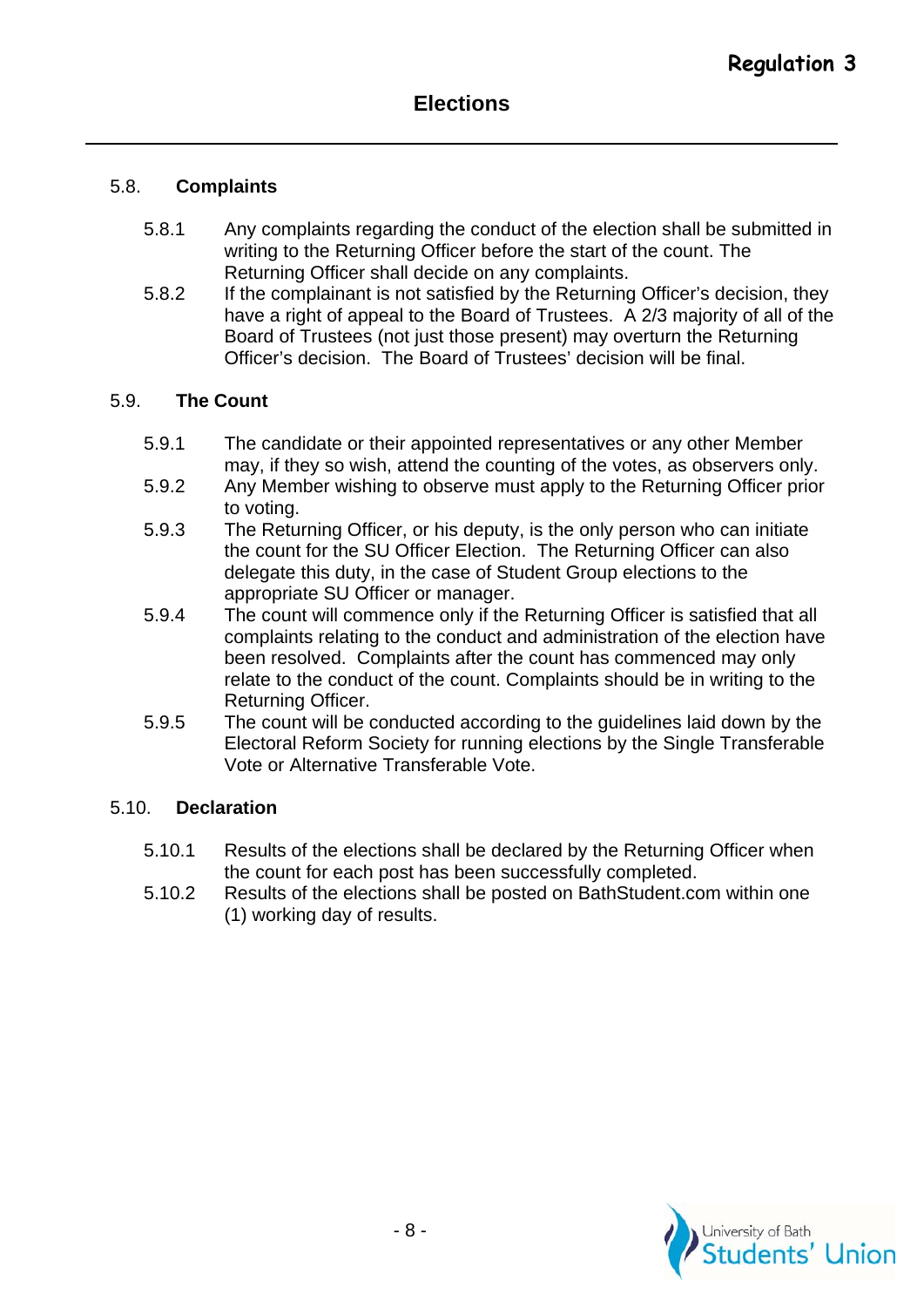#### 5.8. Complaints

5.8.1 Any complaints regarding the conduct of the election shall be submitted in writing to the Returning Officer before the start of the count. The Returning Officer shall decide on any complaints.

5.8.2 If the complainant is not satisfied by the Returning Officer's decision, they have a right of appeal to the Board of Trustees. A 2/3 majority of all of the Board of Trustees (not just those present) may overturn the Returning Officer's decision. The Board of Trustees' decision will be final.

#### 5.9. The Count

5.9.1 The candidate or their appointed representatives or any other Member may, if they so wish, attend the counting of the votes, as observers only.

5.9.2 Any Member wishing to observe must apply to the Returning Officer prior to voting.

5.9.3 The Returning Officer, or his deputy, is the only person who can initiate the count for the SU Officer Election. The Returning Officer can also delegate this duty, in the case of Student Group elections to the appropriate SU Officer or manager.

5.9.4 The count will commence only if the Returning Officer is satisfied that all complaints relating to the conduct and administration of the election have been resolved. Complaints after the count has commenced may only relate to the conduct of the count. Complaints should be in writing to the Returning Officer.

5.9.5 The count will be conducted according to the guidelines laid down by the Electoral Reform Society for running elections by the Single Transferable Vote or Alternative Transferable Vote.

#### 5.10. Declaration

5.10.1 Results of the elections shall be declared by the Returning Officer when the count for each post has been successfully completed.

5.10.2 Results of the elections shall be posted on BathStudent.com within one (1) working day of results.